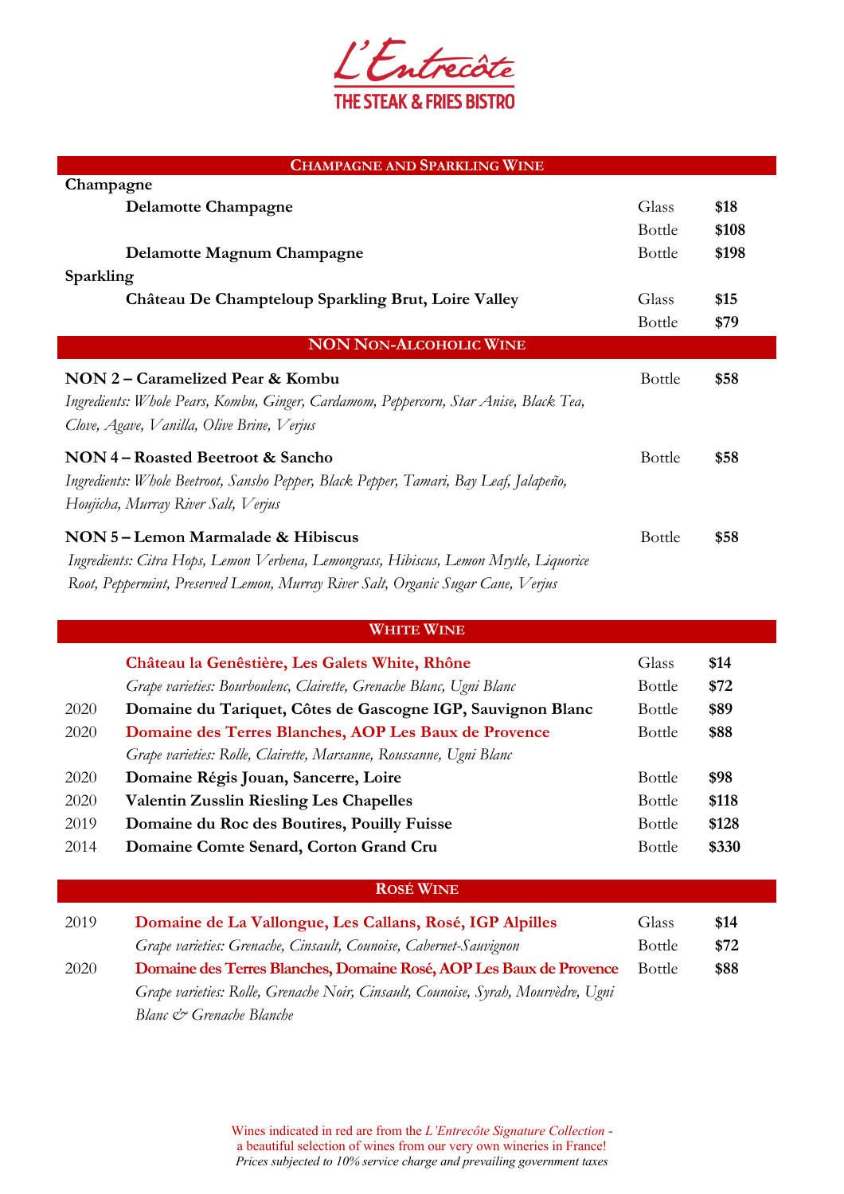# L'Entrecôte

**THE STEAK & FRIES BISTRO**

## CHAMPAGNE AND SPARKLING WINE

**Champagne**

| | | |
|---|---|---|
| **Delamotte Champagne** | Glass | **$18** |
| | Bottle | **$108** |
| **Delamotte Magnum Champagne** | Bottle | **$198** |

**Sparkling**

| | | |
|---|---|---|
| **Château De Champteloup Sparkling Brut, Loire Valley** | Glass | **$15** |
| | Bottle | **$79** |

## NON NON-ALCOHOLIC WINE

**NON 2 – Caramelized Pear & Kombu** — Bottle **$58**

*Ingredients: Whole Pears, Kombu, Ginger, Cardamom, Peppercorn, Star Anise, Black Tea, Clove, Agave, Vanilla, Olive Brine, Verjus*

**NON 4 – Roasted Beetroot & Sancho** — Bottle **$58**

*Ingredients: Whole Beetroot, Sansho Pepper, Black Pepper, Tamari, Bay Leaf, Jalapeño, Houjicha, Murray River Salt, Verjus*

**NON 5 – Lemon Marmalade & Hibiscus** — Bottle **$58**

*Ingredients: Citra Hops, Lemon Verbena, Lemongrass, Hibiscus, Lemon Myrtle, Liquorice Root, Peppermint, Preserved Lemon, Murray River Salt, Organic Sugar Cane, Verjus*

## WHITE WINE

| Year | Wine | Serving | Price |
|---|---|---|---|
| | **Château la Genêstière, Les Galets White, Rhône**<br>*Grape varieties: Bourboulenc, Clairette, Grenache Blanc, Ugni Blanc* | Glass<br>Bottle | **$14**<br>**$72** |
| 2020 | **Domaine du Tariquet, Côtes de Gascogne IGP, Sauvignon Blanc** | Bottle | **$89** |
| 2020 | **Domaine des Terres Blanches, AOP Les Baux de Provence**<br>*Grape varieties: Rolle, Clairette, Marsanne, Roussanne, Ugni Blanc* | Bottle | **$88** |
| 2020 | **Domaine Régis Jouan, Sancerre, Loire** | Bottle | **$98** |
| 2020 | **Valentin Zusslin Riesling Les Chapelles** | Bottle | **$118** |
| 2019 | **Domaine du Roc des Boutires, Pouilly Fuisse** | Bottle | **$128** |
| 2014 | **Domaine Comte Senard, Corton Grand Cru** | Bottle | **$330** |

## ROSÉ WINE

| Year | Wine | Serving | Price |
|---|---|---|---|
| 2019 | **Domaine de La Vallongue, Les Callans, Rosé, IGP Alpilles**<br>*Grape varieties: Grenache, Cinsault, Counoise, Cabernet-Sauvignon* | Glass<br>Bottle | **$14**<br>**$72** |
| 2020 | **Domaine des Terres Blanches, Domaine Rosé, AOP Les Baux de Provence**<br>*Grape varieties: Rolle, Grenache Noir, Cinsault, Counoise, Syrah, Mourvèdre, Ugni Blanc & Grenache Blanche* | Bottle | **$88** |

Wines indicated in red are from the *L'Entrecôte Signature Collection* - a beautiful selection of wines from our very own wineries in France!

*Prices subjected to 10% service charge and prevailing government taxes*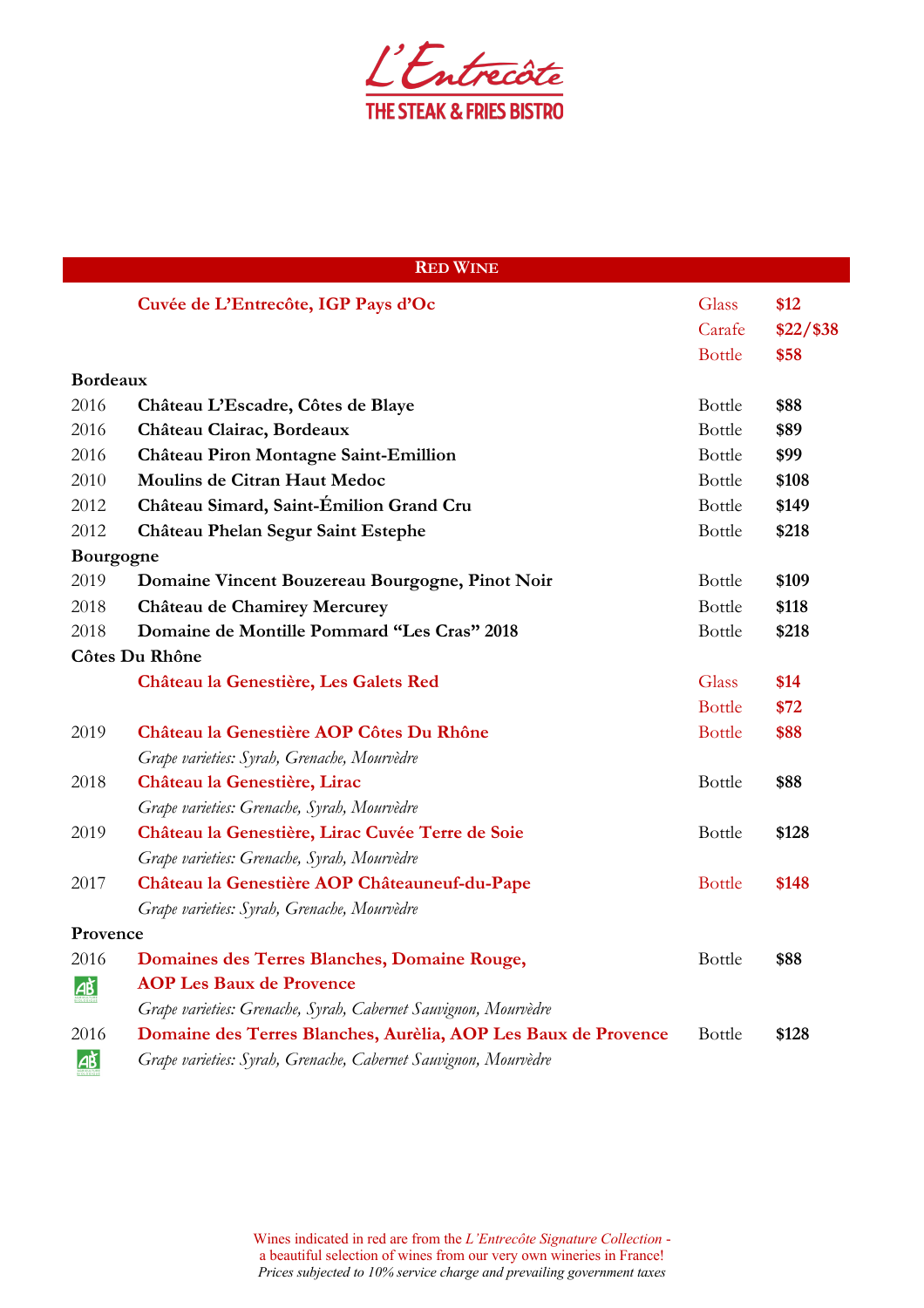# L'Entrecôte

**THE STEAK & FRIES BISTRO**

## RED WINE

| Year | Wine | Size | Price |
|---|---|---|---|
| | **Cuvée de L'Entrecôte, IGP Pays d'Oc** | Glass | **$12** |
| | | Carafe | **$22/$38** |
| | | Bottle | **$58** |
| **Bordeaux** | | | |
| 2016 | **Château L'Escadre, Côtes de Blaye** | Bottle | **$88** |
| 2016 | **Château Clairac, Bordeaux** | Bottle | **$89** |
| 2016 | **Château Piron Montagne Saint-Emillion** | Bottle | **$99** |
| 2010 | **Moulins de Citran Haut Medoc** | Bottle | **$108** |
| 2012 | **Château Simard, Saint-Émilion Grand Cru** | Bottle | **$149** |
| 2012 | **Château Phelan Segur Saint Estephe** | Bottle | **$218** |
| **Bourgogne** | | | |
| 2019 | **Domaine Vincent Bouzereau Bourgogne, Pinot Noir** | Bottle | **$109** |
| 2018 | **Château de Chamirey Mercurey** | Bottle | **$118** |
| 2018 | **Domaine de Montille Pommard "Les Cras" 2018** | Bottle | **$218** |
| **Côtes Du Rhône** | | | |
| | **Château la Genestière, Les Galets Red** | Glass | **$14** |
| | | Bottle | **$72** |
| 2019 | **Château la Genestière AOP Côtes Du Rhône**<br>*Grape varieties: Syrah, Grenache, Mourvèdre* | Bottle | **$88** |
| 2018 | **Château la Genestière, Lirac**<br>*Grape varieties: Grenache, Syrah, Mourvèdre* | Bottle | **$88** |
| 2019 | **Château la Genestière, Lirac Cuvée Terre de Soie**<br>*Grape varieties: Grenache, Syrah, Mourvèdre* | Bottle | **$128** |
| 2017 | **Château la Genestière AOP Châteauneuf-du-Pape**<br>*Grape varieties: Syrah, Grenache, Mourvèdre* | Bottle | **$148** |
| **Provence** | | | |
| 2016 (AB) | **Domaines des Terres Blanches, Domaine Rouge, AOP Les Baux de Provence**<br>*Grape varieties: Grenache, Syrah, Cabernet Sauvignon, Mourvèdre* | Bottle | **$88** |
| 2016 (AB) | **Domaine des Terres Blanches, Aurèlia, AOP Les Baux de Provence**<br>*Grape varieties: Syrah, Grenache, Cabernet Sauvignon, Mourvèdre* | Bottle | **$128** |

Wines indicated in red are from the *L'Entrecôte Signature Collection* - a beautiful selection of wines from our very own wineries in France!
*Prices subjected to 10% service charge and prevailing government taxes*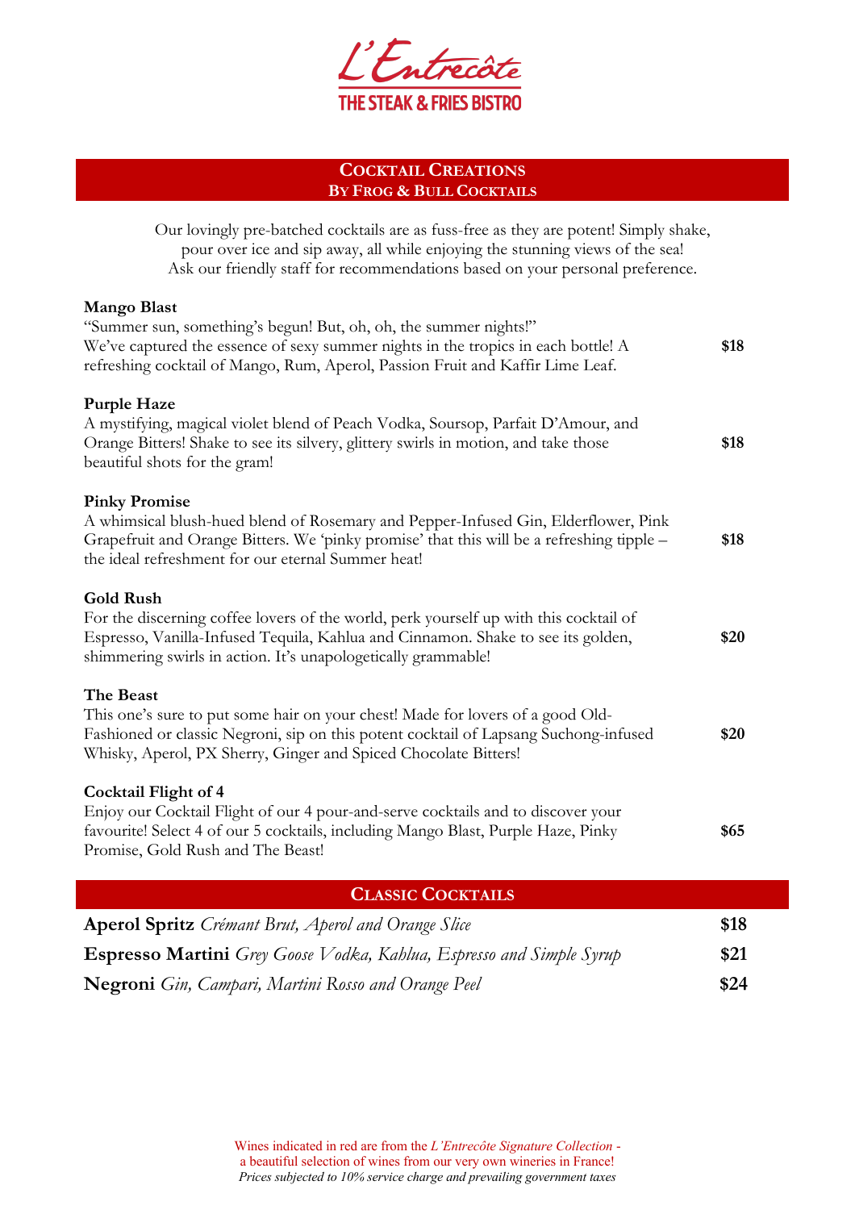# L'Entrecôte

THE STEAK & FRIES BISTRO

## Cocktail Creations
### By Frog & Bull Cocktails

Our lovingly pre-batched cocktails are as fuss-free as they are potent! Simply shake, pour over ice and sip away, all while enjoying the stunning views of the sea! Ask our friendly staff for recommendations based on your personal preference.

**Mango Blast**
"Summer sun, something's begun! But, oh, oh, the summer nights!"
We've captured the essence of sexy summer nights in the tropics in each bottle! A refreshing cocktail of Mango, Rum, Aperol, Passion Fruit and Kaffir Lime Leaf. **$18**

**Purple Haze**
A mystifying, magical violet blend of Peach Vodka, Soursop, Parfait D'Amour, and Orange Bitters! Shake to see its silvery, glittery swirls in motion, and take those beautiful shots for the gram! **$18**

**Pinky Promise**
A whimsical blush-hued blend of Rosemary and Pepper-Infused Gin, Elderflower, Pink Grapefruit and Orange Bitters. We 'pinky promise' that this will be a refreshing tipple – the ideal refreshment for our eternal Summer heat! **$18**

**Gold Rush**
For the discerning coffee lovers of the world, perk yourself up with this cocktail of Espresso, Vanilla-Infused Tequila, Kahlua and Cinnamon. Shake to see its golden, shimmering swirls in action. It's unapologetically grammable! **$20**

**The Beast**
This one's sure to put some hair on your chest! Made for lovers of a good Old-Fashioned or classic Negroni, sip on this potent cocktail of Lapsang Suchong-infused Whisky, Aperol, PX Sherry, Ginger and Spiced Chocolate Bitters! **$20**

**Cocktail Flight of 4**
Enjoy our Cocktail Flight of our 4 pour-and-serve cocktails and to discover your favourite! Select 4 of our 5 cocktails, including Mango Blast, Purple Haze, Pinky Promise, Gold Rush and The Beast! **$65**

## Classic Cocktails

**Aperol Spritz** *Crémant Brut, Aperol and Orange Slice* **$18**

**Espresso Martini** *Grey Goose Vodka, Kahlua, Espresso and Simple Syrup* **$21**

**Negroni** *Gin, Campari, Martini Rosso and Orange Peel* **$24**

Wines indicated in red are from the *L'Entrecôte Signature Collection* - a beautiful selection of wines from our very own wineries in France!
*Prices subjected to 10% service charge and prevailing government taxes*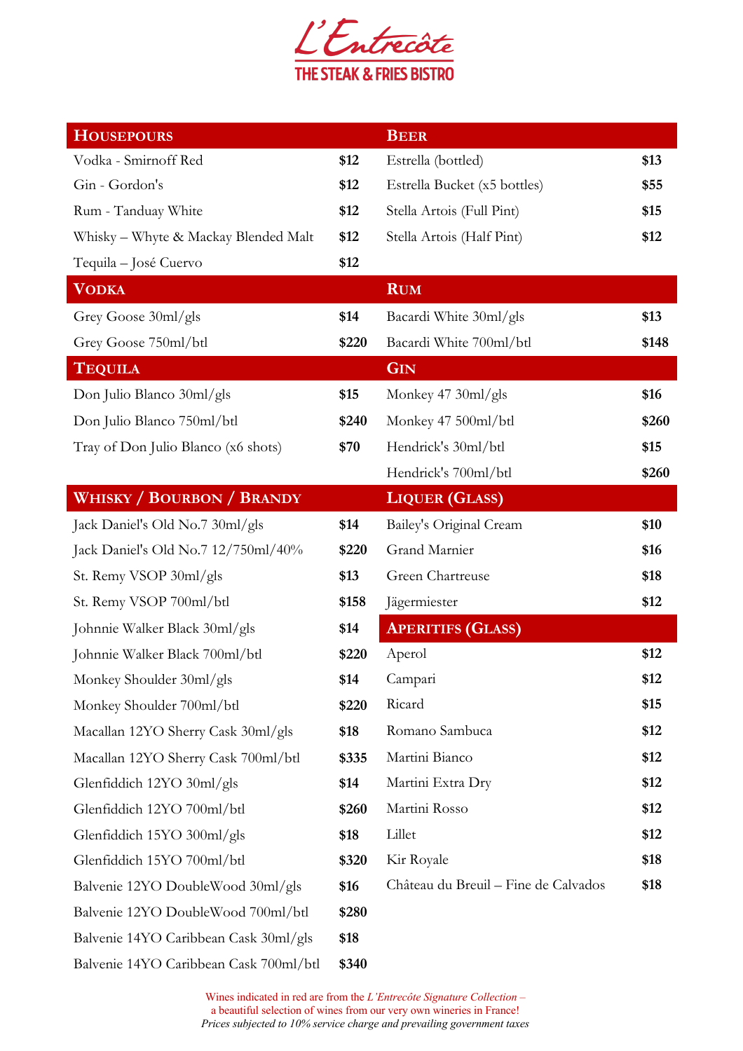# L'Entrecôte

**THE STEAK & FRIES BISTRO**

## Housepours

| Item | Price |
|---|---|
| Vodka - Smirnoff Red | $12 |
| Gin - Gordon's | $12 |
| Rum - Tanduay White | $12 |
| Whisky – Whyte & Mackay Blended Malt | $12 |
| Tequila – José Cuervo | $12 |

## Vodka

| Item | Price |
|---|---|
| Grey Goose 30ml/gls | $14 |
| Grey Goose 750ml/btl | $220 |

## Tequila

| Item | Price |
|---|---|
| Don Julio Blanco 30ml/gls | $15 |
| Don Julio Blanco 750ml/btl | $240 |
| Tray of Don Julio Blanco (x6 shots) | $70 |

## Whisky / Bourbon / Brandy

| Item | Price |
|---|---|
| Jack Daniel's Old No.7 30ml/gls | $14 |
| Jack Daniel's Old No.7 12/750ml/40% | $220 |
| St. Remy VSOP 30ml/gls | $13 |
| St. Remy VSOP 700ml/btl | $158 |
| Johnnie Walker Black 30ml/gls | $14 |
| Johnnie Walker Black 700ml/btl | $220 |
| Monkey Shoulder 30ml/gls | $14 |
| Monkey Shoulder 700ml/btl | $220 |
| Macallan 12YO Sherry Cask 30ml/gls | $18 |
| Macallan 12YO Sherry Cask 700ml/btl | $335 |
| Glenfiddich 12YO 30ml/gls | $14 |
| Glenfiddich 12YO 700ml/btl | $260 |
| Glenfiddich 15YO 300ml/gls | $18 |
| Glenfiddich 15YO 700ml/btl | $320 |
| Balvenie 12YO DoubleWood 30ml/gls | $16 |
| Balvenie 12YO DoubleWood 700ml/btl | $280 |
| Balvenie 14YO Caribbean Cask 30ml/gls | $18 |
| Balvenie 14YO Caribbean Cask 700ml/btl | $340 |

## Beer

| Item | Price |
|---|---|
| Estrella (bottled) | $13 |
| Estrella Bucket (x5 bottles) | $55 |
| Stella Artois (Full Pint) | $15 |
| Stella Artois (Half Pint) | $12 |

## Rum

| Item | Price |
|---|---|
| Bacardi White 30ml/gls | $13 |
| Bacardi White 700ml/btl | $148 |

## Gin

| Item | Price |
|---|---|
| Monkey 47 30ml/gls | $16 |
| Monkey 47 500ml/btl | $260 |
| Hendrick's 30ml/btl | $15 |
| Hendrick's 700ml/btl | $260 |

## Liquer (Glass)

| Item | Price |
|---|---|
| Bailey's Original Cream | $10 |
| Grand Marnier | $16 |
| Green Chartreuse | $18 |
| Jägermiester | $12 |

## Aperitifs (Glass)

| Item | Price |
|---|---|
| Aperol | $12 |
| Campari | $12 |
| Ricard | $15 |
| Romano Sambuca | $12 |
| Martini Bianco | $12 |
| Martini Extra Dry | $12 |
| Martini Rosso | $12 |
| Lillet | $12 |
| Kir Royale | $18 |
| Château du Breuil – Fine de Calvados | $18 |

Wines indicated in red are from the *L'Entrecôte Signature Collection* – a beautiful selection of wines from our very own wineries in France!

*Prices subjected to 10% service charge and prevailing government taxes*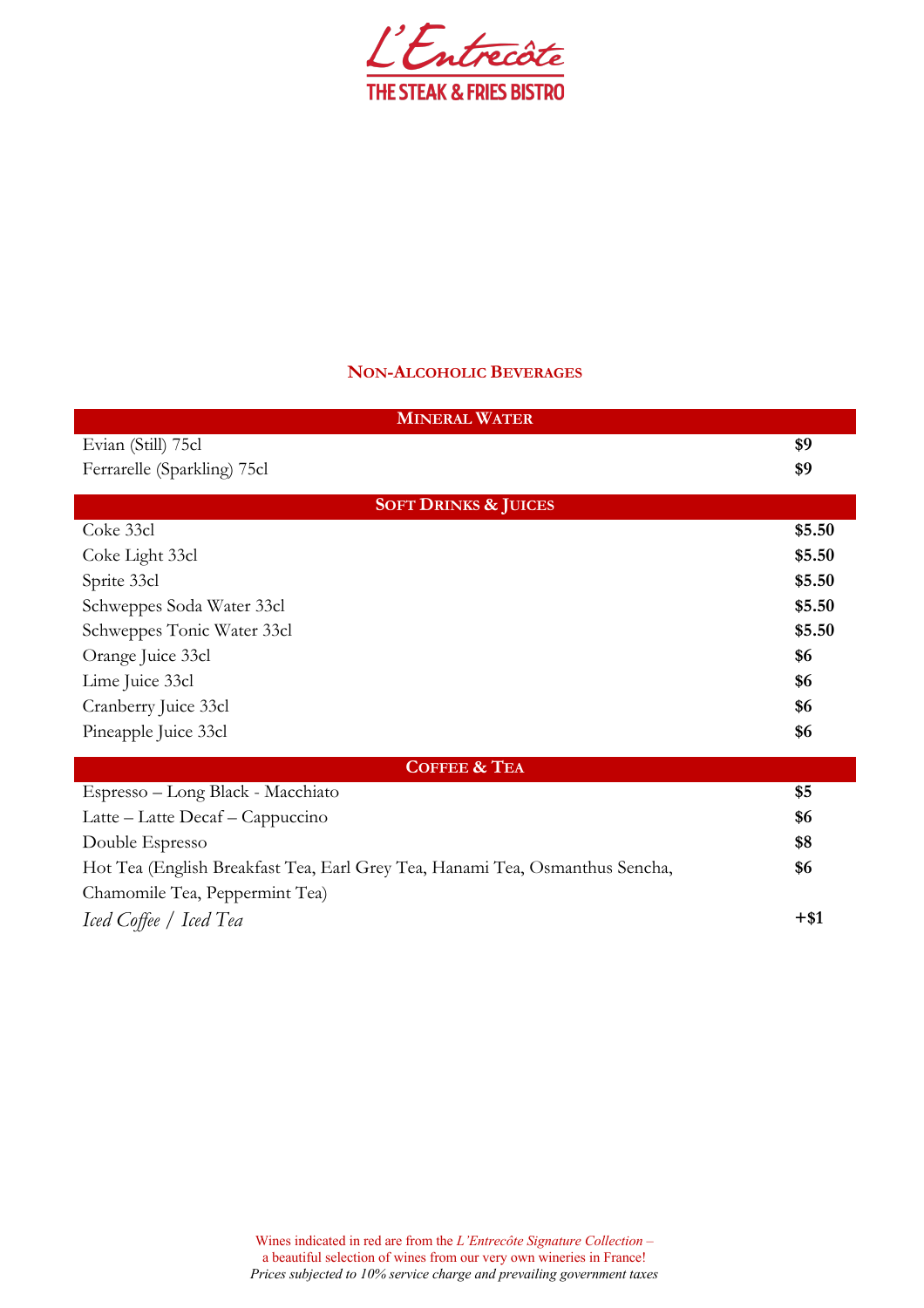# L'Entrecôte

THE STEAK & FRIES BISTRO

## Non-Alcoholic Beverages

| Mineral Water | |
|---|---|
| Evian (Still) 75cl | **$9** |
| Ferrarelle (Sparkling) 75cl | **$9** |
| **Soft Drinks & Juices** | |
| Coke 33cl | **$5.50** |
| Coke Light 33cl | **$5.50** |
| Sprite 33cl | **$5.50** |
| Schweppes Soda Water 33cl | **$5.50** |
| Schweppes Tonic Water 33cl | **$5.50** |
| Orange Juice 33cl | **$6** |
| Lime Juice 33cl | **$6** |
| Cranberry Juice 33cl | **$6** |
| Pineapple Juice 33cl | **$6** |
| **Coffee & Tea** | |
| Espresso – Long Black - Macchiato | **$5** |
| Latte – Latte Decaf – Cappuccino | **$6** |
| Double Espresso | **$8** |
| Hot Tea (English Breakfast Tea, Earl Grey Tea, Hanami Tea, Osmanthus Sencha, Chamomile Tea, Peppermint Tea) | **$6** |
| *Iced Coffee / Iced Tea* | **+$1** |

Wines indicated in red are from the *L'Entrecôte Signature Collection* – a beautiful selection of wines from our very own wineries in France!
*Prices subjected to 10% service charge and prevailing government taxes*